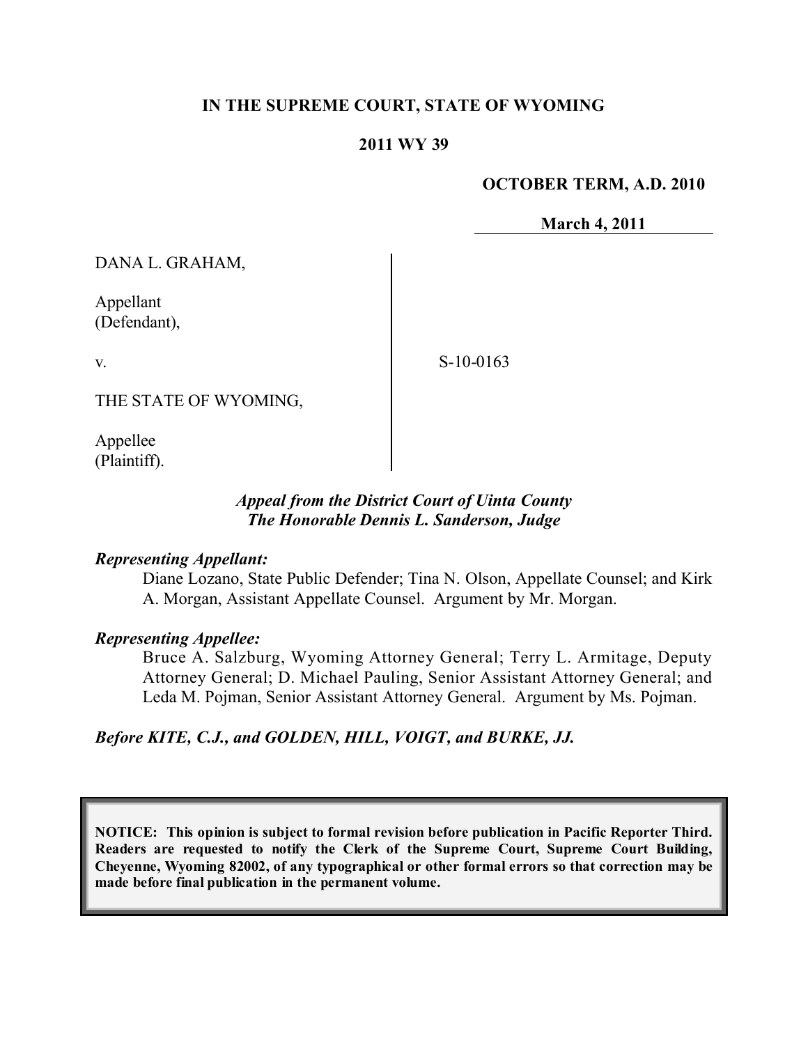**IN THE SUPREME COURT, STATE OF WYOMING**

**2011 WY 39**

**OCTOBER TERM, A.D. 2010**

**March 4, 2011**

DANA L. GRAHAM,

Appellant
(Defendant),

v.

THE STATE OF WYOMING,

Appellee
(Plaintiff).

S-10-0163

*Appeal from the District Court of Uinta County*
*The Honorable Dennis L. Sanderson, Judge*

***Representing Appellant:***

Diane Lozano, State Public Defender; Tina N. Olson, Appellate Counsel; and Kirk A. Morgan, Assistant Appellate Counsel. Argument by Mr. Morgan.

***Representing Appellee:***

Bruce A. Salzburg, Wyoming Attorney General; Terry L. Armitage, Deputy Attorney General; D. Michael Pauling, Senior Assistant Attorney General; and Leda M. Pojman, Senior Assistant Attorney General. Argument by Ms. Pojman.

***Before KITE, C.J., and GOLDEN, HILL, VOIGT, and BURKE, JJ.***

**NOTICE: This opinion is subject to formal revision before publication in Pacific Reporter Third. Readers are requested to notify the Clerk of the Supreme Court, Supreme Court Building, Cheyenne, Wyoming 82002, of any typographical or other formal errors so that correction may be made before final publication in the permanent volume.**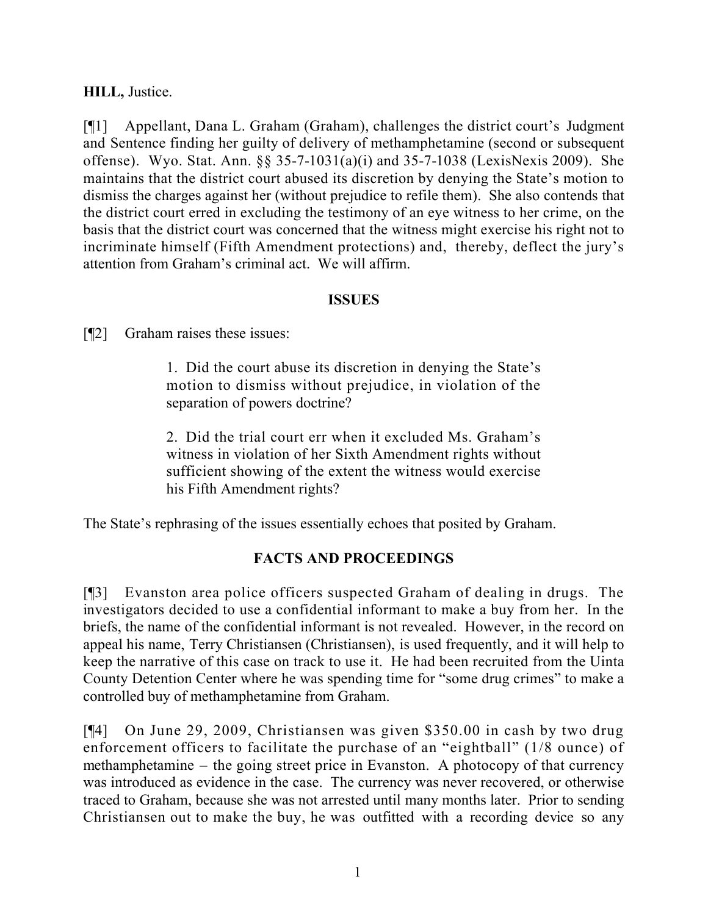**HILL,** Justice.

[¶1] Appellant, Dana L. Graham (Graham), challenges the district court's Judgment and Sentence finding her guilty of delivery of methamphetamine (second or subsequent offense). Wyo. Stat. Ann. §§ 35-7-1031(a)(i) and 35-7-1038 (LexisNexis 2009). She maintains that the district court abused its discretion by denying the State's motion to dismiss the charges against her (without prejudice to refile them). She also contends that the district court erred in excluding the testimony of an eye witness to her crime, on the basis that the district court was concerned that the witness might exercise his right not to incriminate himself (Fifth Amendment protections) and, thereby, deflect the jury's attention from Graham's criminal act. We will affirm.

## ISSUES

[¶2] Graham raises these issues:

> 1. Did the court abuse its discretion in denying the State's motion to dismiss without prejudice, in violation of the separation of powers doctrine?
>
> 2. Did the trial court err when it excluded Ms. Graham's witness in violation of her Sixth Amendment rights without sufficient showing of the extent the witness would exercise his Fifth Amendment rights?

The State's rephrasing of the issues essentially echoes that posited by Graham.

## FACTS AND PROCEEDINGS

[¶3] Evanston area police officers suspected Graham of dealing in drugs. The investigators decided to use a confidential informant to make a buy from her. In the briefs, the name of the confidential informant is not revealed. However, in the record on appeal his name, Terry Christiansen (Christiansen), is used frequently, and it will help to keep the narrative of this case on track to use it. He had been recruited from the Uinta County Detention Center where he was spending time for "some drug crimes" to make a controlled buy of methamphetamine from Graham.

[¶4] On June 29, 2009, Christiansen was given $350.00 in cash by two drug enforcement officers to facilitate the purchase of an "eightball" (1/8 ounce) of methamphetamine – the going street price in Evanston. A photocopy of that currency was introduced as evidence in the case. The currency was never recovered, or otherwise traced to Graham, because she was not arrested until many months later. Prior to sending Christiansen out to make the buy, he was outfitted with a recording device so any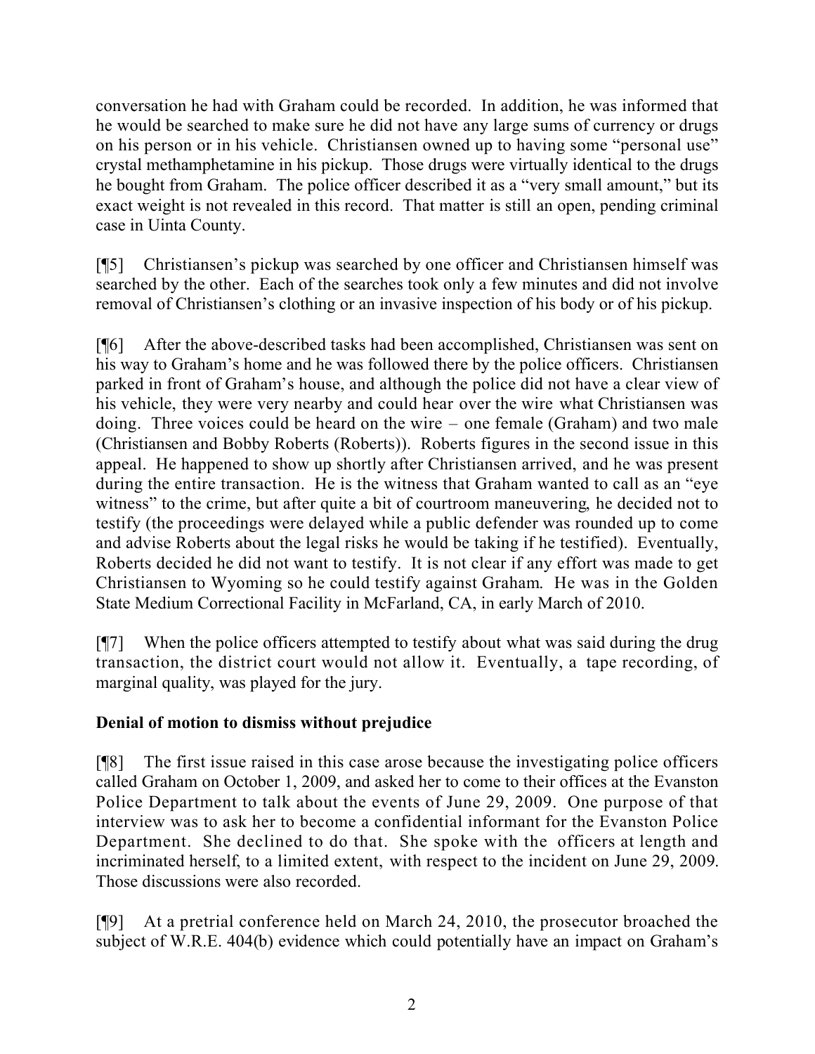conversation he had with Graham could be recorded. In addition, he was informed that he would be searched to make sure he did not have any large sums of currency or drugs on his person or in his vehicle. Christiansen owned up to having some "personal use" crystal methamphetamine in his pickup. Those drugs were virtually identical to the drugs he bought from Graham. The police officer described it as a "very small amount," but its exact weight is not revealed in this record. That matter is still an open, pending criminal case in Uinta County.

[¶5] Christiansen's pickup was searched by one officer and Christiansen himself was searched by the other. Each of the searches took only a few minutes and did not involve removal of Christiansen's clothing or an invasive inspection of his body or of his pickup.

[¶6] After the above-described tasks had been accomplished, Christiansen was sent on his way to Graham's home and he was followed there by the police officers. Christiansen parked in front of Graham's house, and although the police did not have a clear view of his vehicle, they were very nearby and could hear over the wire what Christiansen was doing. Three voices could be heard on the wire – one female (Graham) and two male (Christiansen and Bobby Roberts (Roberts)). Roberts figures in the second issue in this appeal. He happened to show up shortly after Christiansen arrived, and he was present during the entire transaction. He is the witness that Graham wanted to call as an "eye witness" to the crime, but after quite a bit of courtroom maneuvering, he decided not to testify (the proceedings were delayed while a public defender was rounded up to come and advise Roberts about the legal risks he would be taking if he testified). Eventually, Roberts decided he did not want to testify. It is not clear if any effort was made to get Christiansen to Wyoming so he could testify against Graham. He was in the Golden State Medium Correctional Facility in McFarland, CA, in early March of 2010.

[¶7] When the police officers attempted to testify about what was said during the drug transaction, the district court would not allow it. Eventually, a tape recording, of marginal quality, was played for the jury.

**Denial of motion to dismiss without prejudice**

[¶8] The first issue raised in this case arose because the investigating police officers called Graham on October 1, 2009, and asked her to come to their offices at the Evanston Police Department to talk about the events of June 29, 2009. One purpose of that interview was to ask her to become a confidential informant for the Evanston Police Department. She declined to do that. She spoke with the officers at length and incriminated herself, to a limited extent, with respect to the incident on June 29, 2009. Those discussions were also recorded.

[¶9] At a pretrial conference held on March 24, 2010, the prosecutor broached the subject of W.R.E. 404(b) evidence which could potentially have an impact on Graham's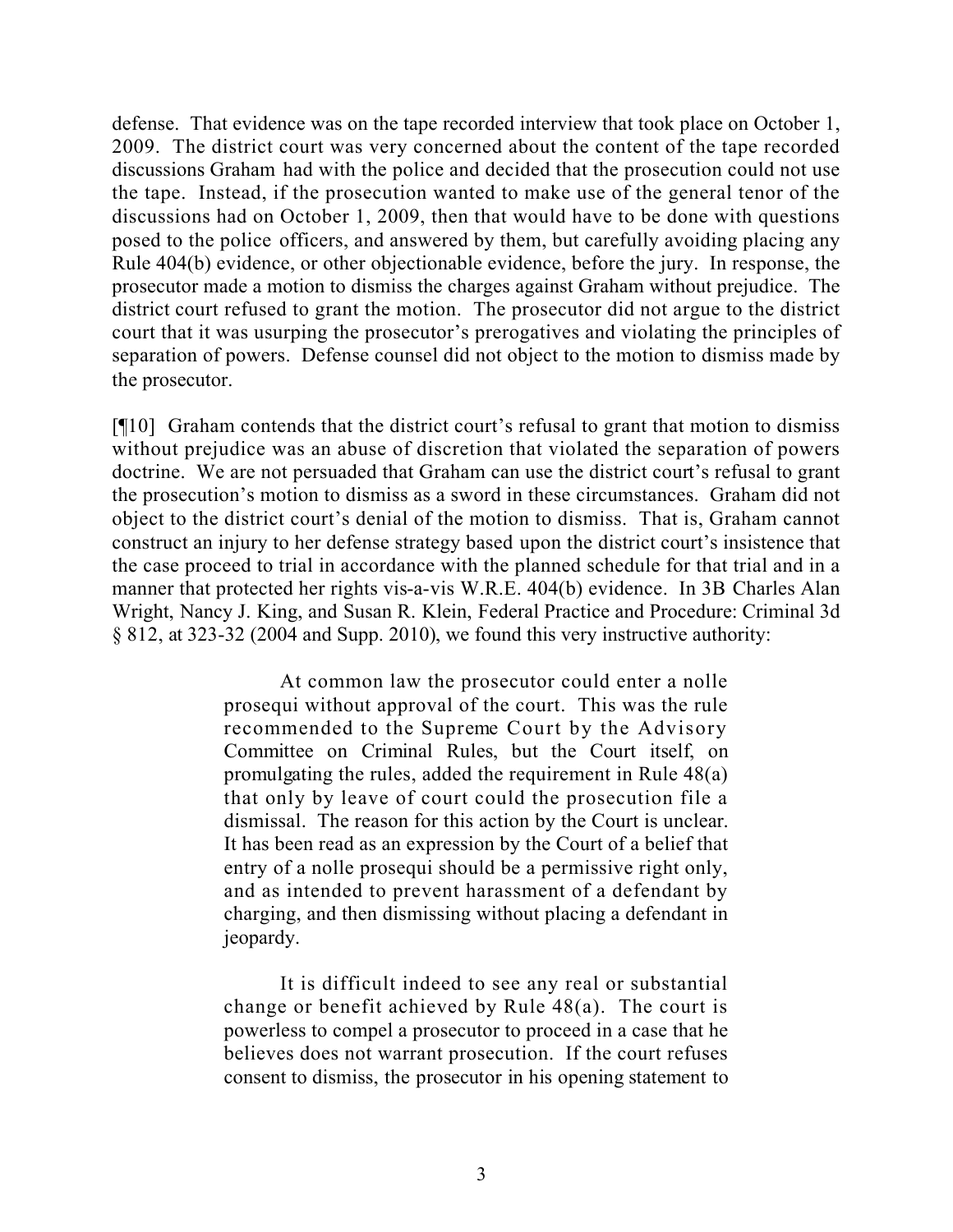defense. That evidence was on the tape recorded interview that took place on October 1, 2009. The district court was very concerned about the content of the tape recorded discussions Graham had with the police and decided that the prosecution could not use the tape. Instead, if the prosecution wanted to make use of the general tenor of the discussions had on October 1, 2009, then that would have to be done with questions posed to the police officers, and answered by them, but carefully avoiding placing any Rule 404(b) evidence, or other objectionable evidence, before the jury. In response, the prosecutor made a motion to dismiss the charges against Graham without prejudice. The district court refused to grant the motion. The prosecutor did not argue to the district court that it was usurping the prosecutor's prerogatives and violating the principles of separation of powers. Defense counsel did not object to the motion to dismiss made by the prosecutor.

[¶10] Graham contends that the district court's refusal to grant that motion to dismiss without prejudice was an abuse of discretion that violated the separation of powers doctrine. We are not persuaded that Graham can use the district court's refusal to grant the prosecution's motion to dismiss as a sword in these circumstances. Graham did not object to the district court's denial of the motion to dismiss. That is, Graham cannot construct an injury to her defense strategy based upon the district court's insistence that the case proceed to trial in accordance with the planned schedule for that trial and in a manner that protected her rights vis-a-vis W.R.E. 404(b) evidence. In 3B Charles Alan Wright, Nancy J. King, and Susan R. Klein, Federal Practice and Procedure: Criminal 3d § 812, at 323-32 (2004 and Supp. 2010), we found this very instructive authority:

> At common law the prosecutor could enter a nolle prosequi without approval of the court. This was the rule recommended to the Supreme Court by the Advisory Committee on Criminal Rules, but the Court itself, on promulgating the rules, added the requirement in Rule 48(a) that only by leave of court could the prosecution file a dismissal. The reason for this action by the Court is unclear. It has been read as an expression by the Court of a belief that entry of a nolle prosequi should be a permissive right only, and as intended to prevent harassment of a defendant by charging, and then dismissing without placing a defendant in jeopardy.
>
> It is difficult indeed to see any real or substantial change or benefit achieved by Rule 48(a). The court is powerless to compel a prosecutor to proceed in a case that he believes does not warrant prosecution. If the court refuses consent to dismiss, the prosecutor in his opening statement to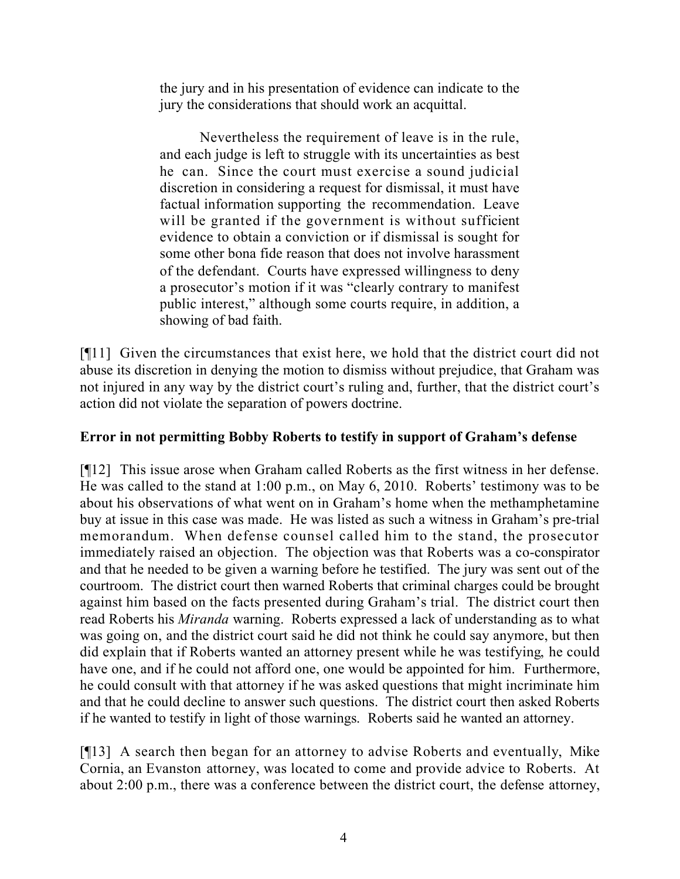> the jury and in his presentation of evidence can indicate to the jury the considerations that should work an acquittal.
>
> Nevertheless the requirement of leave is in the rule, and each judge is left to struggle with its uncertainties as best he can. Since the court must exercise a sound judicial discretion in considering a request for dismissal, it must have factual information supporting the recommendation. Leave will be granted if the government is without sufficient evidence to obtain a conviction or if dismissal is sought for some other bona fide reason that does not involve harassment of the defendant. Courts have expressed willingness to deny a prosecutor's motion if it was "clearly contrary to manifest public interest," although some courts require, in addition, a showing of bad faith.

[¶11] Given the circumstances that exist here, we hold that the district court did not abuse its discretion in denying the motion to dismiss without prejudice, that Graham was not injured in any way by the district court's ruling and, further, that the district court's action did not violate the separation of powers doctrine.

**Error in not permitting Bobby Roberts to testify in support of Graham's defense**

[¶12] This issue arose when Graham called Roberts as the first witness in her defense. He was called to the stand at 1:00 p.m., on May 6, 2010. Roberts' testimony was to be about his observations of what went on in Graham's home when the methamphetamine buy at issue in this case was made. He was listed as such a witness in Graham's pre-trial memorandum. When defense counsel called him to the stand, the prosecutor immediately raised an objection. The objection was that Roberts was a co-conspirator and that he needed to be given a warning before he testified. The jury was sent out of the courtroom. The district court then warned Roberts that criminal charges could be brought against him based on the facts presented during Graham's trial. The district court then read Roberts his *Miranda* warning. Roberts expressed a lack of understanding as to what was going on, and the district court said he did not think he could say anymore, but then did explain that if Roberts wanted an attorney present while he was testifying, he could have one, and if he could not afford one, one would be appointed for him. Furthermore, he could consult with that attorney if he was asked questions that might incriminate him and that he could decline to answer such questions. The district court then asked Roberts if he wanted to testify in light of those warnings. Roberts said he wanted an attorney.

[¶13] A search then began for an attorney to advise Roberts and eventually, Mike Cornia, an Evanston attorney, was located to come and provide advice to Roberts. At about 2:00 p.m., there was a conference between the district court, the defense attorney,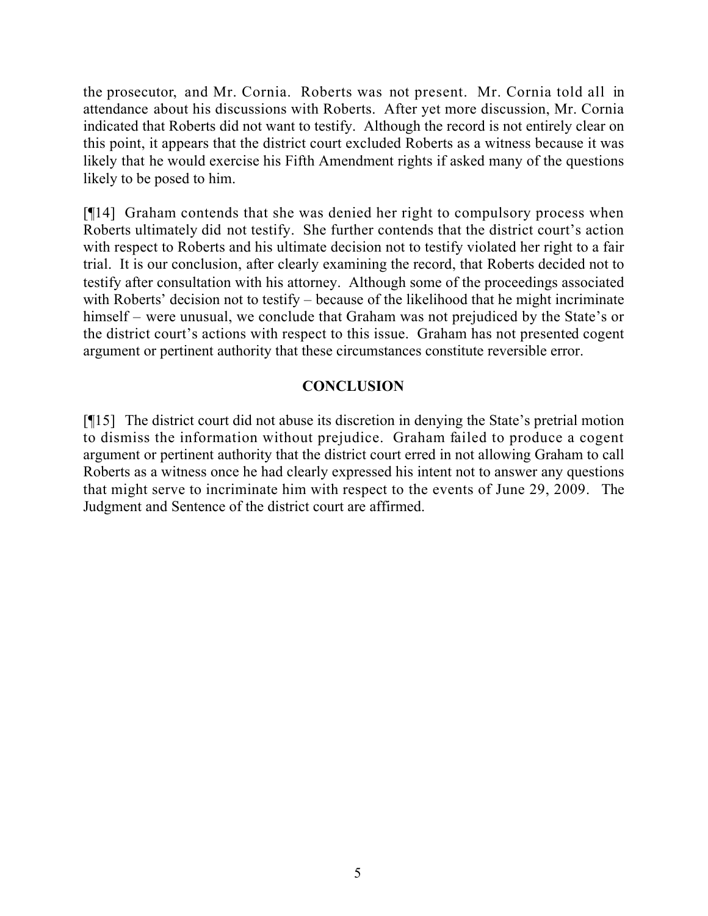the prosecutor, and Mr. Cornia. Roberts was not present. Mr. Cornia told all in attendance about his discussions with Roberts. After yet more discussion, Mr. Cornia indicated that Roberts did not want to testify. Although the record is not entirely clear on this point, it appears that the district court excluded Roberts as a witness because it was likely that he would exercise his Fifth Amendment rights if asked many of the questions likely to be posed to him.

[¶14] Graham contends that she was denied her right to compulsory process when Roberts ultimately did not testify. She further contends that the district court's action with respect to Roberts and his ultimate decision not to testify violated her right to a fair trial. It is our conclusion, after clearly examining the record, that Roberts decided not to testify after consultation with his attorney. Although some of the proceedings associated with Roberts' decision not to testify – because of the likelihood that he might incriminate himself – were unusual, we conclude that Graham was not prejudiced by the State's or the district court's actions with respect to this issue. Graham has not presented cogent argument or pertinent authority that these circumstances constitute reversible error.

## CONCLUSION

[¶15] The district court did not abuse its discretion in denying the State's pretrial motion to dismiss the information without prejudice. Graham failed to produce a cogent argument or pertinent authority that the district court erred in not allowing Graham to call Roberts as a witness once he had clearly expressed his intent not to answer any questions that might serve to incriminate him with respect to the events of June 29, 2009. The Judgment and Sentence of the district court are affirmed.